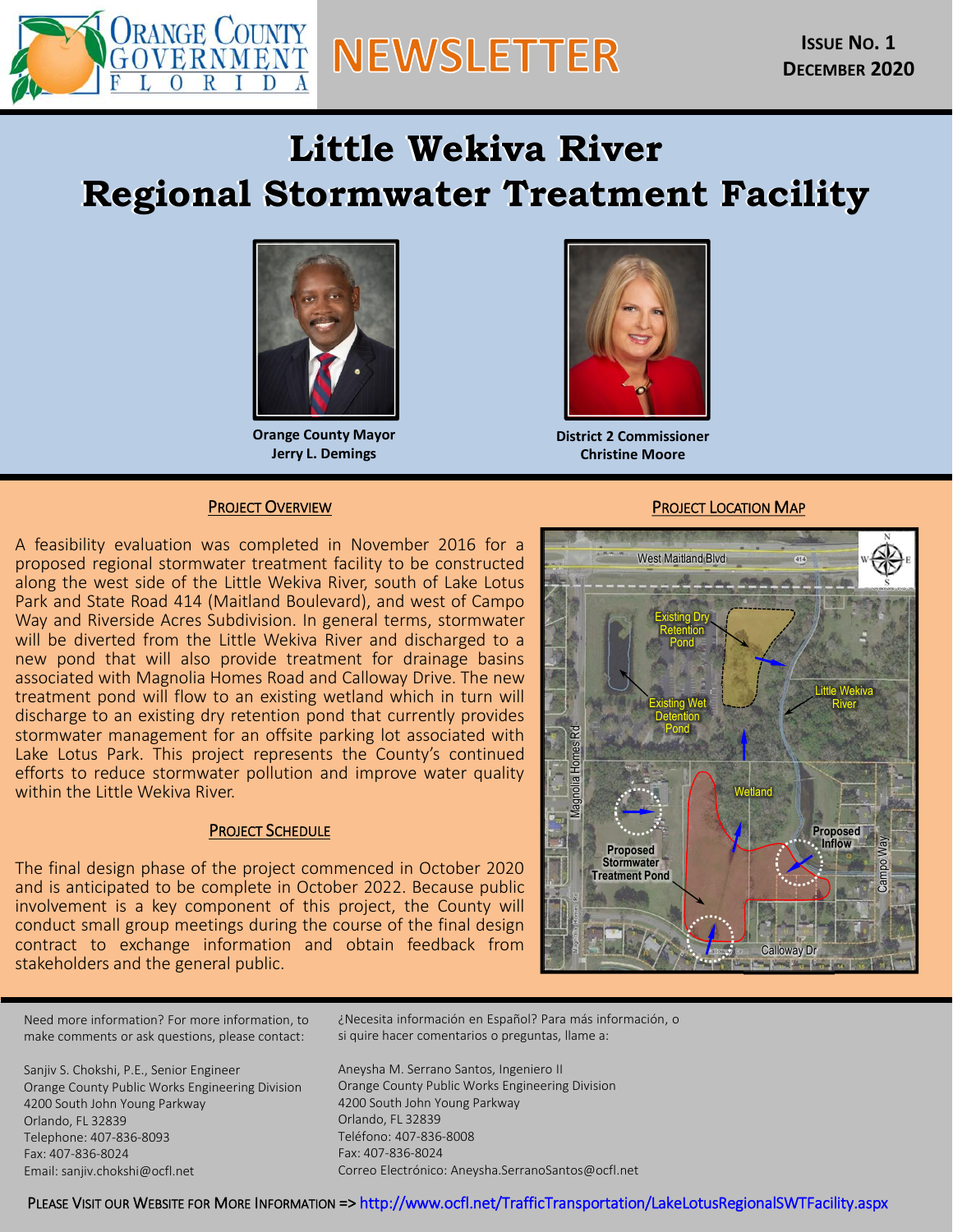ORANGE COUNTY GOVERNMENT FLORIDA

# NEWSLETTER

**ISSUE NO. 1**
**DECEMBER 2020**

# Little Wekiva River Regional Stormwater Treatment Facility

**Orange County Mayor**
**Jerry L. Demings**

**District 2 Commissioner**
**Christine Moore**

## PROJECT OVERVIEW

A feasibility evaluation was completed in November 2016 for a proposed regional stormwater treatment facility to be constructed along the west side of the Little Wekiva River, south of Lake Lotus Park and State Road 414 (Maitland Boulevard), and west of Campo Way and Riverside Acres Subdivision. In general terms, stormwater will be diverted from the Little Wekiva River and discharged to a new pond that will also provide treatment for drainage basins associated with Magnolia Homes Road and Calloway Drive. The new treatment pond will flow to an existing wetland which in turn will discharge to an existing dry retention pond that currently provides stormwater management for an offsite parking lot associated with Lake Lotus Park. This project represents the County's continued efforts to reduce stormwater pollution and improve water quality within the Little Wekiva River.

## PROJECT SCHEDULE

The final design phase of the project commenced in October 2020 and is anticipated to be complete in October 2022. Because public involvement is a key component of this project, the County will conduct small group meetings during the course of the final design contract to exchange information and obtain feedback from stakeholders and the general public.

## PROJECT LOCATION MAP

West Maitland Blvd, Existing Dry Retention Pond, Existing Wet Detention Pond, Little Wekiva River, Magnolia Homes Rd, Wetland, Proposed Inflow, Proposed Stormwater Treatment Pond, Campo Way, Calloway Dr

---

Need more information? For more information, to make comments or ask questions, please contact:

Sanjiv S. Chokshi, P.E., Senior Engineer
Orange County Public Works Engineering Division
4200 South John Young Parkway
Orlando, FL 32839
Telephone: 407-836-8093
Fax: 407-836-8024
Email: sanjiv.chokshi@ocfl.net

¿Necesita información en Español? Para más información, o si quire hacer comentarios o preguntas, llame a:

Aneysha M. Serrano Santos, Ingeniero II
Orange County Public Works Engineering Division
4200 South John Young Parkway
Orlando, FL 32839
Teléfono: 407-836-8008
Fax: 407-836-8024
Correo Electrónico: Aneysha.SerranoSantos@ocfl.net

PLEASE VISIT OUR WEBSITE FOR MORE INFORMATION => http://www.ocfl.net/TrafficTransportation/LakeLotusRegionalSWTFacility.aspx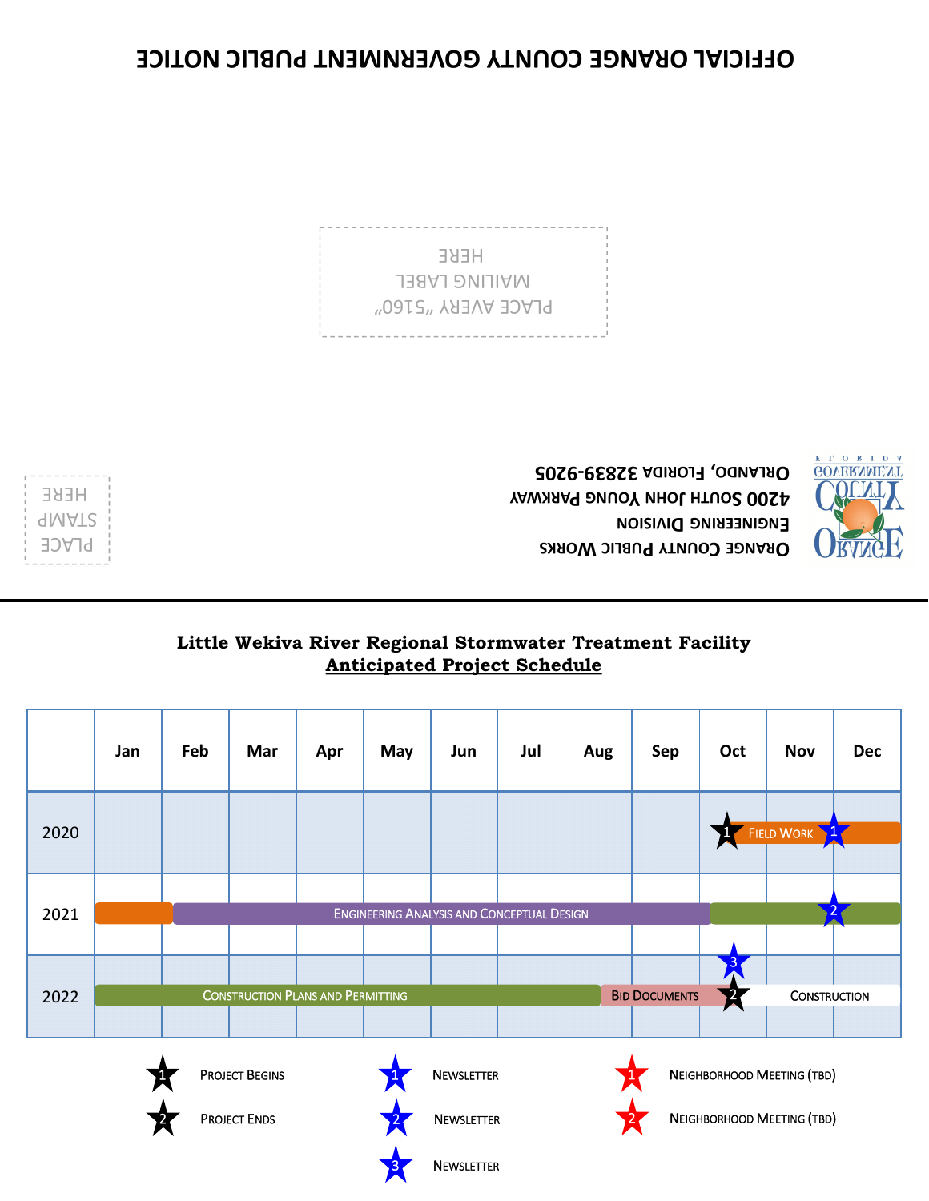OFFICIAL ORANGE COUNTY GOVERNMENT PUBLIC NOTICE

PLACE AVERY "5160" MAILING LABEL HERE

PLACE STAMP HERE

ORANGE COUNTY PUBLIC WORKS
ENGINEERING DIVISION
4200 SOUTH JOHN YOUNG PARKWAY
ORLANDO, FLORIDA 32839-9205

**Little Wekiva River Regional Stormwater Treatment Facility**
**Anticipated Project Schedule**

Jan Feb Mar Apr May Jun Jul Aug Sep Oct Nov Dec

2020

FIELD WORK

2021

ENGINEERING ANALYSIS AND CONCEPTUAL DESIGN

2022

CONSTRUCTION PLANS AND PERMITTING

BID DOCUMENTS

CONSTRUCTION

1 PROJECT BEGINS

2 PROJECT ENDS

1 NEWSLETTER

2 NEWSLETTER

3 NEWSLETTER

1 NEIGHBORHOOD MEETING (TBD)

2 NEIGHBORHOOD MEETING (TBD)